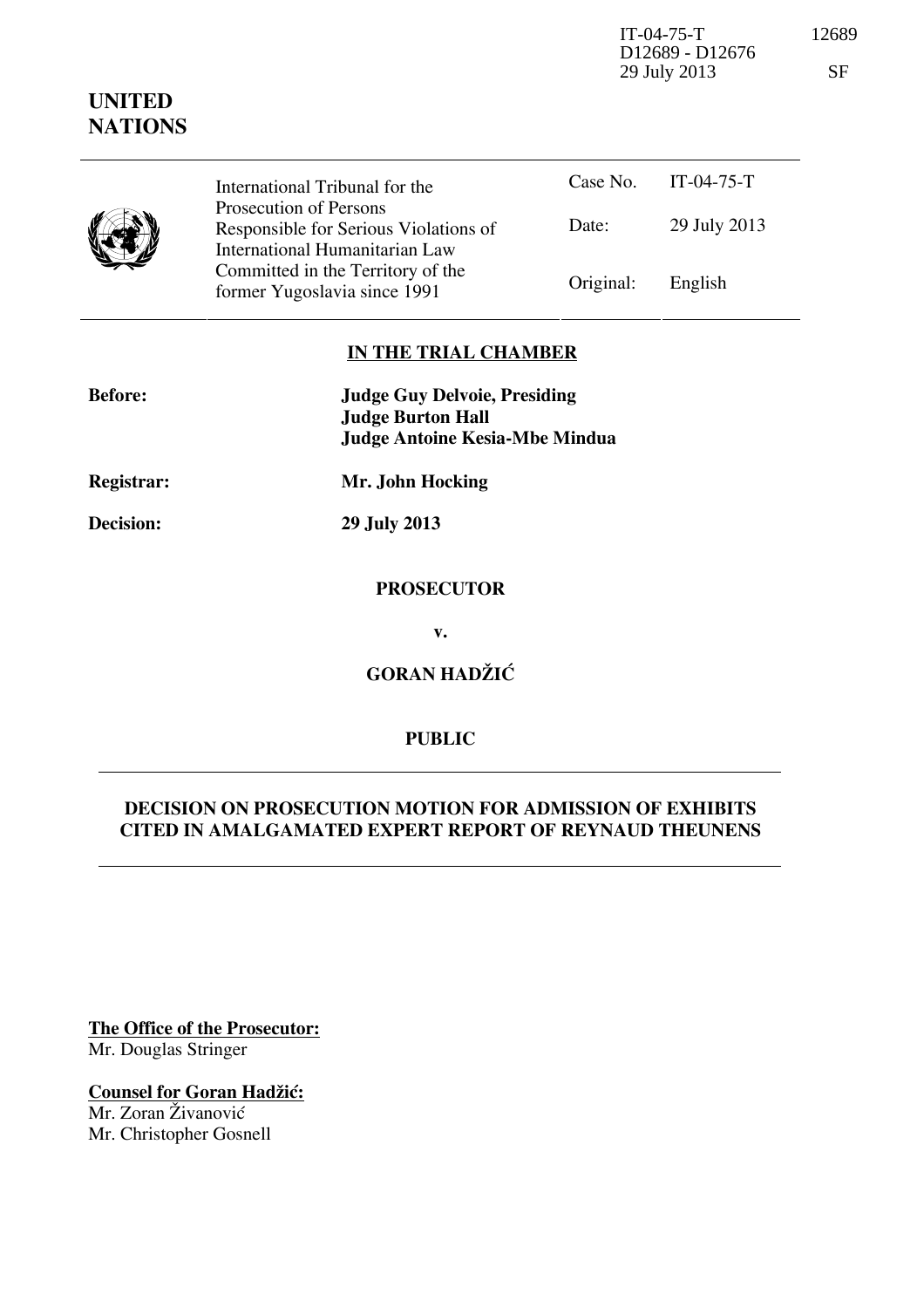IT-04-75-T 12689
D12689 - D12676
29 July 2013 SF

**UNITED NATIONS**

| International Tribunal for the Prosecution of Persons Responsible for Serious Violations of International Humanitarian Law Committed in the Territory of the former Yugoslavia since 1991 | Case No. | IT-04-75-T |
|---|---|---|
| | Date: | 29 July 2013 |
| | Original: | English |

**IN THE TRIAL CHAMBER**

**Before:** **Judge Guy Delvoie, Presiding**
**Judge Burton Hall**
**Judge Antoine Kesia-Mbe Mindua**

**Registrar:** **Mr. John Hocking**

**Decision:** **29 July 2013**

**PROSECUTOR**

**v.**

**GORAN HADŽIĆ**

**PUBLIC**

**DECISION ON PROSECUTION MOTION FOR ADMISSION OF EXHIBITS CITED IN AMALGAMATED EXPERT REPORT OF REYNAUD THEUNENS**

**The Office of the Prosecutor:**
Mr. Douglas Stringer

**Counsel for Goran Hadžić:**
Mr. Zoran Živanović
Mr. Christopher Gosnell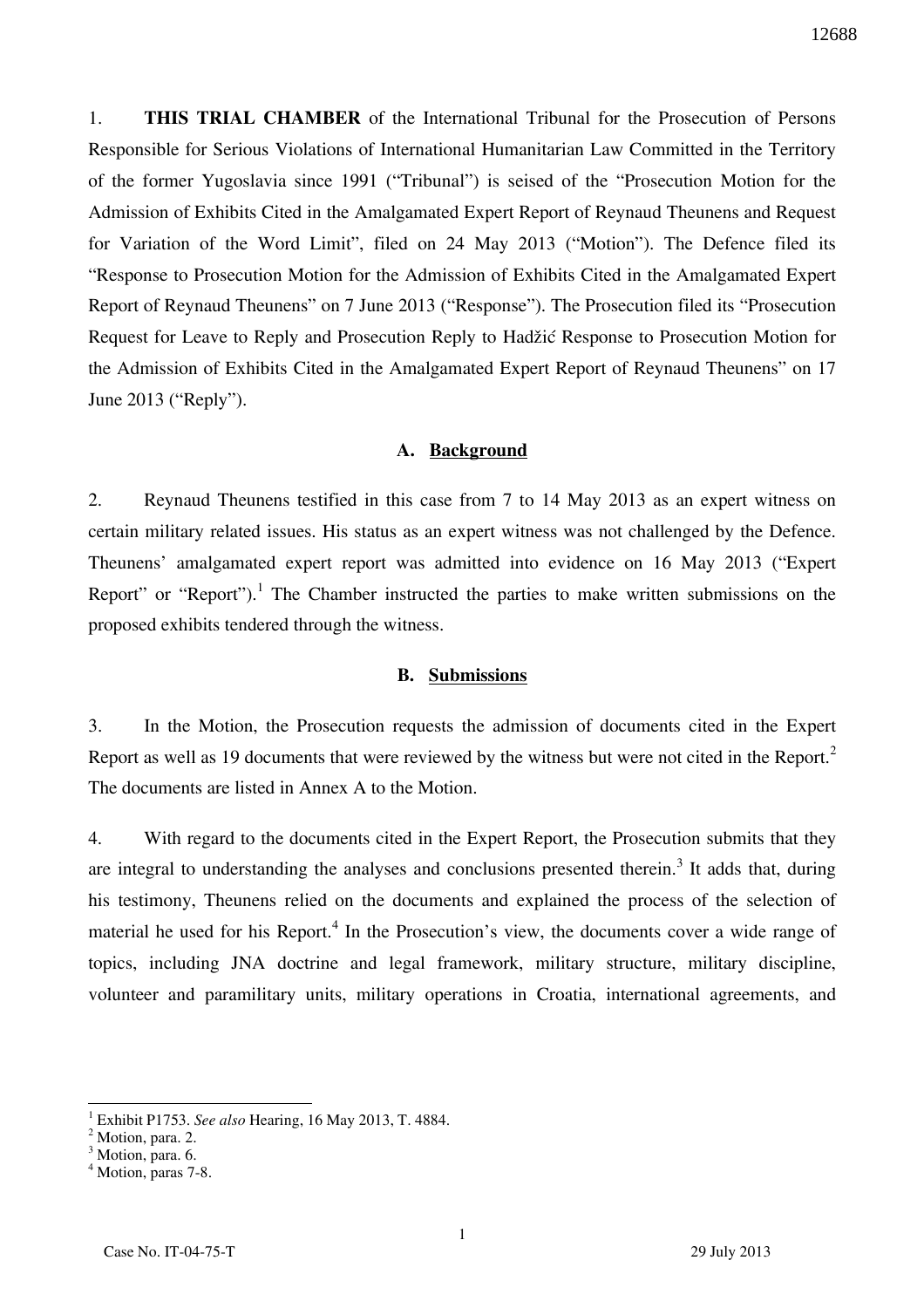1. **THIS TRIAL CHAMBER** of the International Tribunal for the Prosecution of Persons Responsible for Serious Violations of International Humanitarian Law Committed in the Territory of the former Yugoslavia since 1991 ("Tribunal") is seised of the "Prosecution Motion for the Admission of Exhibits Cited in the Amalgamated Expert Report of Reynaud Theunens and Request for Variation of the Word Limit", filed on 24 May 2013 ("Motion"). The Defence filed its "Response to Prosecution Motion for the Admission of Exhibits Cited in the Amalgamated Expert Report of Reynaud Theunens" on 7 June 2013 ("Response"). The Prosecution filed its "Prosecution Request for Leave to Reply and Prosecution Reply to Hadžić Response to Prosecution Motion for the Admission of Exhibits Cited in the Amalgamated Expert Report of Reynaud Theunens" on 17 June 2013 ("Reply").

## A. Background

2. Reynaud Theunens testified in this case from 7 to 14 May 2013 as an expert witness on certain military related issues. His status as an expert witness was not challenged by the Defence. Theunens' amalgamated expert report was admitted into evidence on 16 May 2013 ("Expert Report" or "Report").[1] The Chamber instructed the parties to make written submissions on the proposed exhibits tendered through the witness.

## B. Submissions

3. In the Motion, the Prosecution requests the admission of documents cited in the Expert Report as well as 19 documents that were reviewed by the witness but were not cited in the Report.[2] The documents are listed in Annex A to the Motion.

4. With regard to the documents cited in the Expert Report, the Prosecution submits that they are integral to understanding the analyses and conclusions presented therein.[3] It adds that, during his testimony, Theunens relied on the documents and explained the process of the selection of material he used for his Report.[4] In the Prosecution's view, the documents cover a wide range of topics, including JNA doctrine and legal framework, military structure, military discipline, volunteer and paramilitary units, military operations in Croatia, international agreements, and

---

[1] Exhibit P1753. *See also* Hearing, 16 May 2013, T. 4884.

[2] Motion, para. 2.

[3] Motion, para. 6.

[4] Motion, paras 7-8.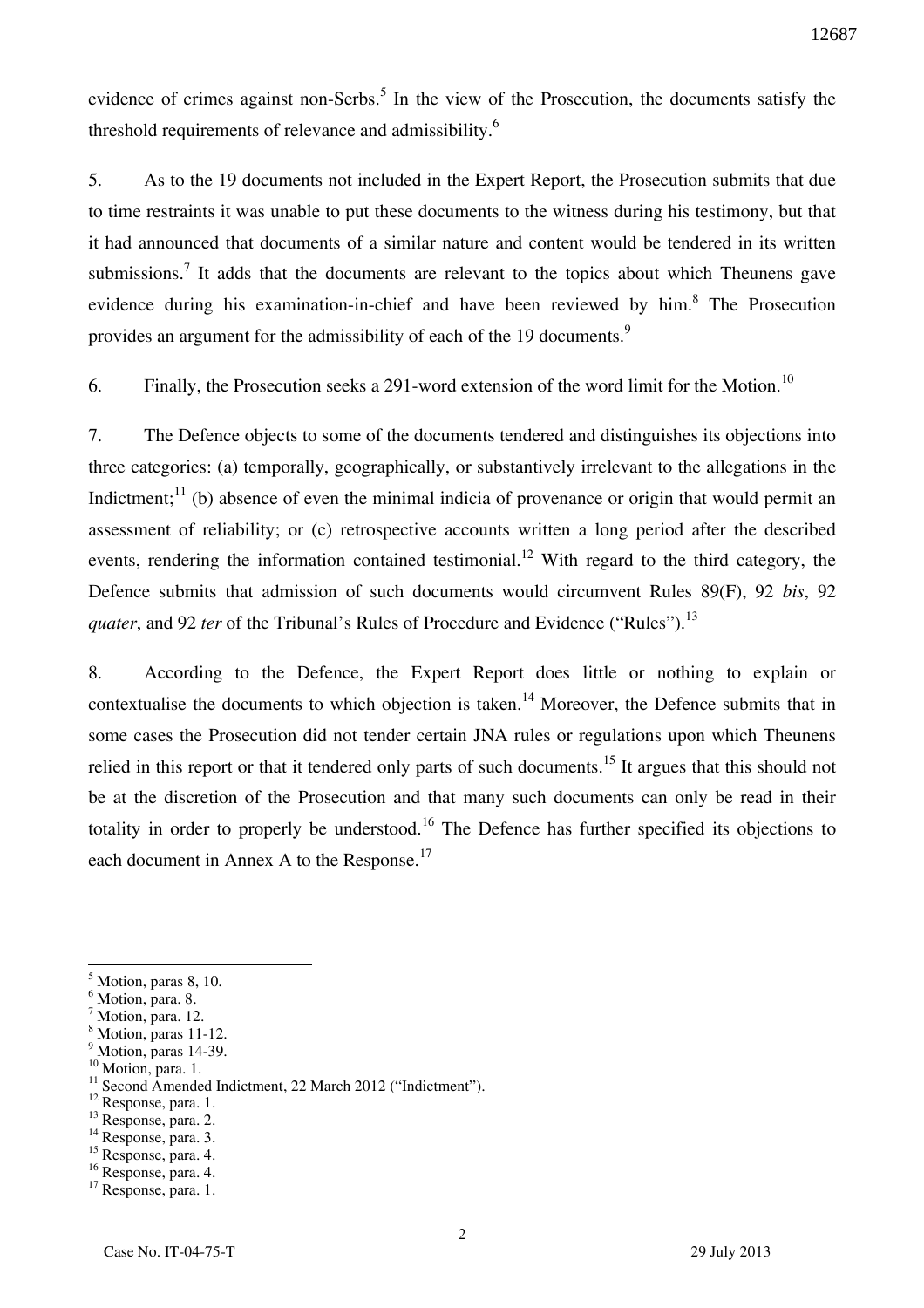evidence of crimes against non-Serbs.[5] In the view of the Prosecution, the documents satisfy the threshold requirements of relevance and admissibility.[6]

5. As to the 19 documents not included in the Expert Report, the Prosecution submits that due to time restraints it was unable to put these documents to the witness during his testimony, but that it had announced that documents of a similar nature and content would be tendered in its written submissions.[7] It adds that the documents are relevant to the topics about which Theunens gave evidence during his examination-in-chief and have been reviewed by him.[8] The Prosecution provides an argument for the admissibility of each of the 19 documents.[9]

6. Finally, the Prosecution seeks a 291-word extension of the word limit for the Motion.[10]

7. The Defence objects to some of the documents tendered and distinguishes its objections into three categories: (a) temporally, geographically, or substantively irrelevant to the allegations in the Indictment;[11] (b) absence of even the minimal indicia of provenance or origin that would permit an assessment of reliability; or (c) retrospective accounts written a long period after the described events, rendering the information contained testimonial.[12] With regard to the third category, the Defence submits that admission of such documents would circumvent Rules 89(F), 92 *bis*, 92 *quater*, and 92 *ter* of the Tribunal's Rules of Procedure and Evidence ("Rules").[13]

8. According to the Defence, the Expert Report does little or nothing to explain or contextualise the documents to which objection is taken.[14] Moreover, the Defence submits that in some cases the Prosecution did not tender certain JNA rules or regulations upon which Theunens relied in this report or that it tendered only parts of such documents.[15] It argues that this should not be at the discretion of the Prosecution and that many such documents can only be read in their totality in order to properly be understood.[16] The Defence has further specified its objections to each document in Annex A to the Response.[17]

---

[5] Motion, paras 8, 10.
[6] Motion, para. 8.
[7] Motion, para. 12.
[8] Motion, paras 11-12.
[9] Motion, paras 14-39.
[10] Motion, para. 1.
[11] Second Amended Indictment, 22 March 2012 ("Indictment").
[12] Response, para. 1.
[13] Response, para. 2.
[14] Response, para. 3.
[15] Response, para. 4.
[16] Response, para. 4.
[17] Response, para. 1.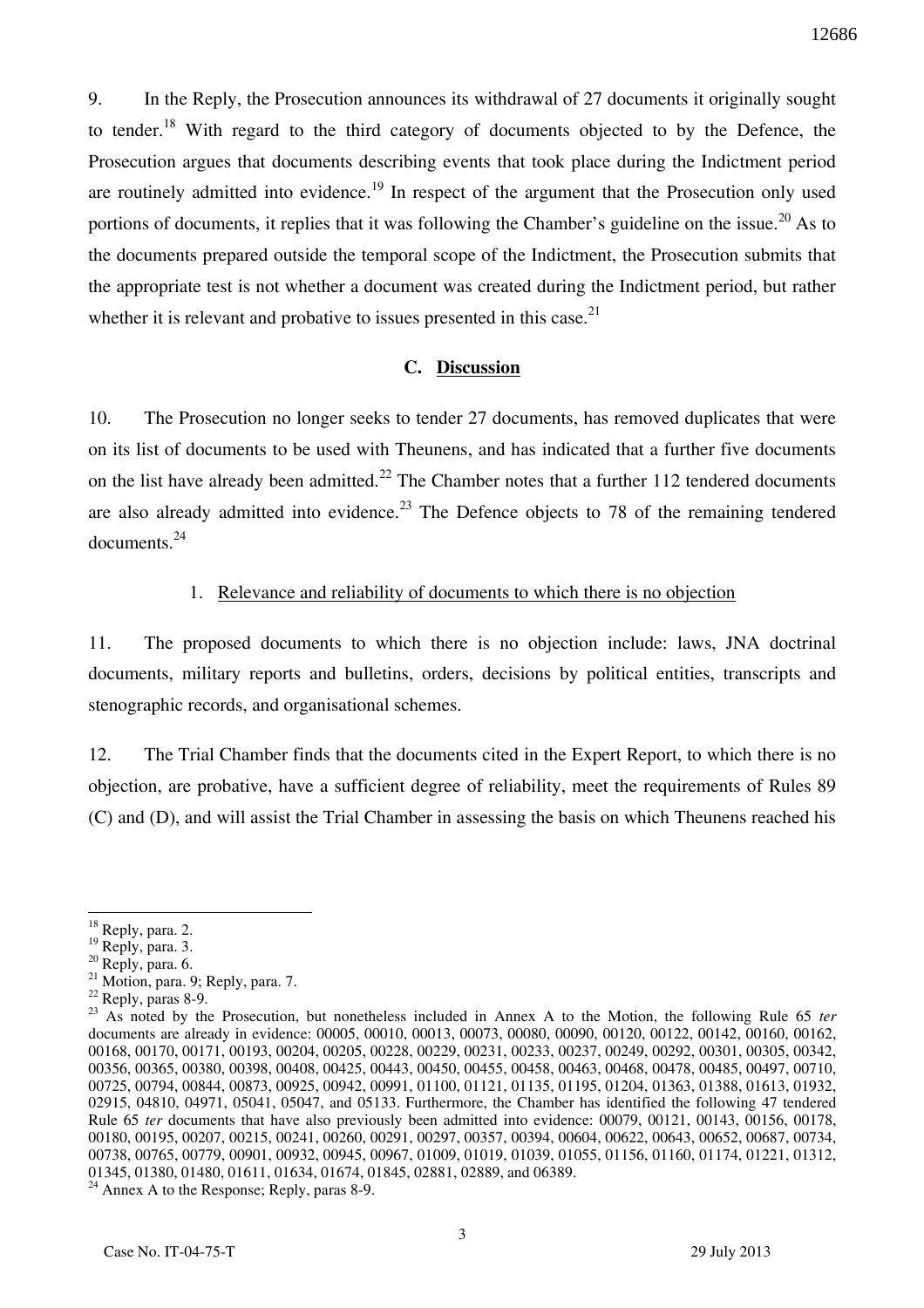9. In the Reply, the Prosecution announces its withdrawal of 27 documents it originally sought to tender.[18] With regard to the third category of documents objected to by the Defence, the Prosecution argues that documents describing events that took place during the Indictment period are routinely admitted into evidence.[19] In respect of the argument that the Prosecution only used portions of documents, it replies that it was following the Chamber's guideline on the issue.[20] As to the documents prepared outside the temporal scope of the Indictment, the Prosecution submits that the appropriate test is not whether a document was created during the Indictment period, but rather whether it is relevant and probative to issues presented in this case.[21]

## C. Discussion

10. The Prosecution no longer seeks to tender 27 documents, has removed duplicates that were on its list of documents to be used with Theunens, and has indicated that a further five documents on the list have already been admitted.[22] The Chamber notes that a further 112 tendered documents are also already admitted into evidence.[23] The Defence objects to 78 of the remaining tendered documents.[24]

### 1. Relevance and reliability of documents to which there is no objection

11. The proposed documents to which there is no objection include: laws, JNA doctrinal documents, military reports and bulletins, orders, decisions by political entities, transcripts and stenographic records, and organisational schemes.

12. The Trial Chamber finds that the documents cited in the Expert Report, to which there is no objection, are probative, have a sufficient degree of reliability, meet the requirements of Rules 89 (C) and (D), and will assist the Trial Chamber in assessing the basis on which Theunens reached his

---

[18] Reply, para. 2.

[19] Reply, para. 3.

[20] Reply, para. 6.

[21] Motion, para. 9; Reply, para. 7.

[22] Reply, paras 8-9.

[23] As noted by the Prosecution, but nonetheless included in Annex A to the Motion, the following Rule 65 *ter* documents are already in evidence: 00005, 00010, 00013, 00073, 00080, 00090, 00120, 00122, 00142, 00160, 00162, 00168, 00170, 00171, 00193, 00204, 00205, 00228, 00229, 00231, 00233, 00237, 00249, 00292, 00301, 00305, 00342, 00356, 00365, 00380, 00398, 00408, 00425, 00443, 00450, 00455, 00458, 00463, 00468, 00478, 00485, 00497, 00710, 00725, 00794, 00844, 00873, 00925, 00942, 00991, 01100, 01121, 01135, 01195, 01204, 01363, 01388, 01613, 01932, 02915, 04810, 04971, 05041, 05047, and 05133. Furthermore, the Chamber has identified the following 47 tendered Rule 65 *ter* documents that have also previously been admitted into evidence: 00079, 00121, 00143, 00156, 00178, 00180, 00195, 00207, 00215, 00241, 00260, 00291, 00297, 00357, 00394, 00604, 00622, 00643, 00652, 00687, 00734, 00738, 00765, 00779, 00901, 00932, 00945, 00967, 01009, 01019, 01039, 01055, 01156, 01160, 01174, 01221, 01312, 01345, 01380, 01480, 01611, 01634, 01674, 01845, 02881, 02889, and 06389.

[24] Annex A to the Response; Reply, paras 8-9.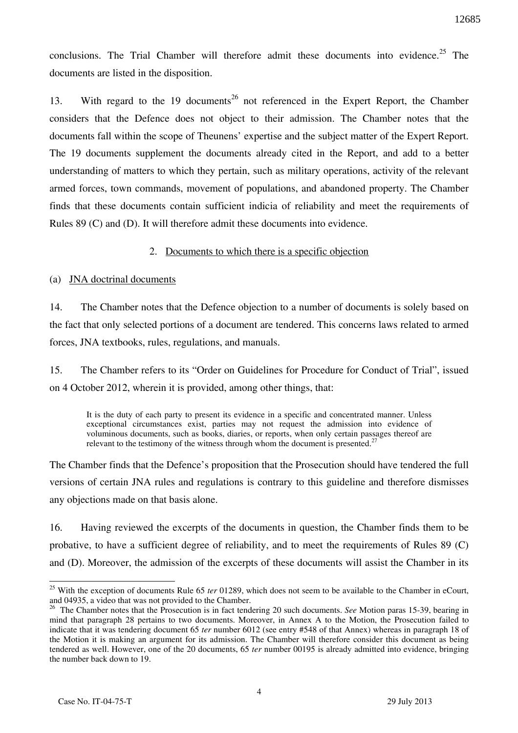conclusions. The Trial Chamber will therefore admit these documents into evidence.[25] The documents are listed in the disposition.

13. With regard to the 19 documents[26] not referenced in the Expert Report, the Chamber considers that the Defence does not object to their admission. The Chamber notes that the documents fall within the scope of Theunens' expertise and the subject matter of the Expert Report. The 19 documents supplement the documents already cited in the Report, and add to a better understanding of matters to which they pertain, such as military operations, activity of the relevant armed forces, town commands, movement of populations, and abandoned property. The Chamber finds that these documents contain sufficient indicia of reliability and meet the requirements of Rules 89 (C) and (D). It will therefore admit these documents into evidence.

### 2. Documents to which there is a specific objection

#### (a) JNA doctrinal documents

14. The Chamber notes that the Defence objection to a number of documents is solely based on the fact that only selected portions of a document are tendered. This concerns laws related to armed forces, JNA textbooks, rules, regulations, and manuals.

15. The Chamber refers to its "Order on Guidelines for Procedure for Conduct of Trial", issued on 4 October 2012, wherein it is provided, among other things, that:

> It is the duty of each party to present its evidence in a specific and concentrated manner. Unless exceptional circumstances exist, parties may not request the admission into evidence of voluminous documents, such as books, diaries, or reports, when only certain passages thereof are relevant to the testimony of the witness through whom the document is presented.[27]

The Chamber finds that the Defence's proposition that the Prosecution should have tendered the full versions of certain JNA rules and regulations is contrary to this guideline and therefore dismisses any objections made on that basis alone.

16. Having reviewed the excerpts of the documents in question, the Chamber finds them to be probative, to have a sufficient degree of reliability, and to meet the requirements of Rules 89 (C) and (D). Moreover, the admission of the excerpts of these documents will assist the Chamber in its

---

[25] With the exception of documents Rule 65 *ter* 01289, which does not seem to be available to the Chamber in eCourt, and 04935, a video that was not provided to the Chamber.

[26] The Chamber notes that the Prosecution is in fact tendering 20 such documents. *See* Motion paras 15-39, bearing in mind that paragraph 28 pertains to two documents. Moreover, in Annex A to the Motion, the Prosecution failed to indicate that it was tendering document 65 *ter* number 6012 (see entry #548 of that Annex) whereas in paragraph 18 of the Motion it is making an argument for its admission. The Chamber will therefore consider this document as being tendered as well. However, one of the 20 documents, 65 *ter* number 00195 is already admitted into evidence, bringing the number back down to 19.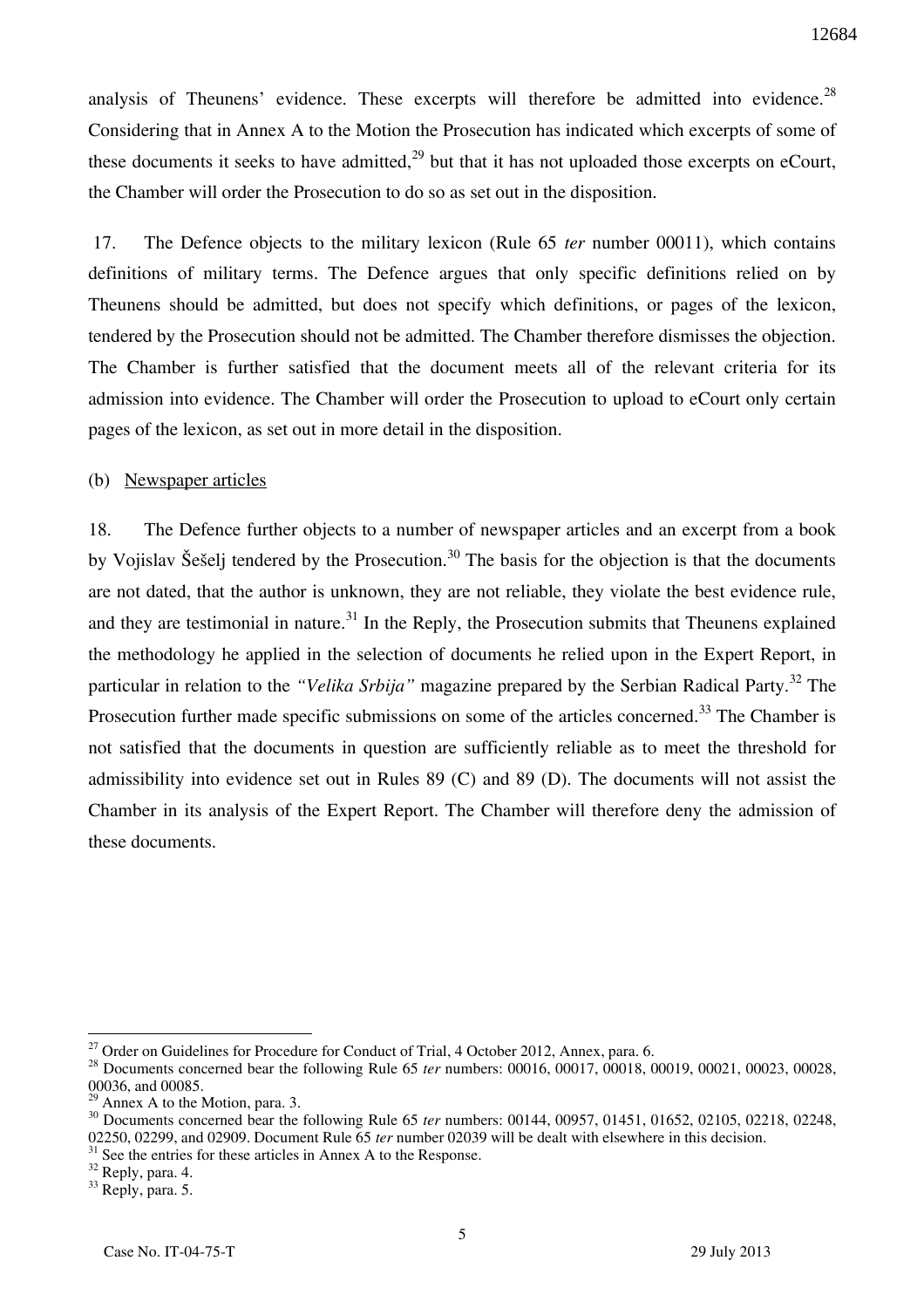analysis of Theunens' evidence. These excerpts will therefore be admitted into evidence.[28] Considering that in Annex A to the Motion the Prosecution has indicated which excerpts of some of these documents it seeks to have admitted,[29] but that it has not uploaded those excerpts on eCourt, the Chamber will order the Prosecution to do so as set out in the disposition.

17. The Defence objects to the military lexicon (Rule 65 *ter* number 00011), which contains definitions of military terms. The Defence argues that only specific definitions relied on by Theunens should be admitted, but does not specify which definitions, or pages of the lexicon, tendered by the Prosecution should not be admitted. The Chamber therefore dismisses the objection. The Chamber is further satisfied that the document meets all of the relevant criteria for its admission into evidence. The Chamber will order the Prosecution to upload to eCourt only certain pages of the lexicon, as set out in more detail in the disposition.

(b) Newspaper articles

18. The Defence further objects to a number of newspaper articles and an excerpt from a book by Vojislav Šešelj tendered by the Prosecution.[30] The basis for the objection is that the documents are not dated, that the author is unknown, they are not reliable, they violate the best evidence rule, and they are testimonial in nature.[31] In the Reply, the Prosecution submits that Theunens explained the methodology he applied in the selection of documents he relied upon in the Expert Report, in particular in relation to the *"Velika Srbija"* magazine prepared by the Serbian Radical Party.[32] The Prosecution further made specific submissions on some of the articles concerned.[33] The Chamber is not satisfied that the documents in question are sufficiently reliable as to meet the threshold for admissibility into evidence set out in Rules 89 (C) and 89 (D). The documents will not assist the Chamber in its analysis of the Expert Report. The Chamber will therefore deny the admission of these documents.

---

[27] Order on Guidelines for Procedure for Conduct of Trial, 4 October 2012, Annex, para. 6.

[28] Documents concerned bear the following Rule 65 *ter* numbers: 00016, 00017, 00018, 00019, 00021, 00023, 00028, 00036, and 00085.

[29] Annex A to the Motion, para. 3.

[30] Documents concerned bear the following Rule 65 *ter* numbers: 00144, 00957, 01451, 01652, 02105, 02218, 02248, 02250, 02299, and 02909. Document Rule 65 *ter* number 02039 will be dealt with elsewhere in this decision.

[31] See the entries for these articles in Annex A to the Response.

[32] Reply, para. 4.

[33] Reply, para. 5.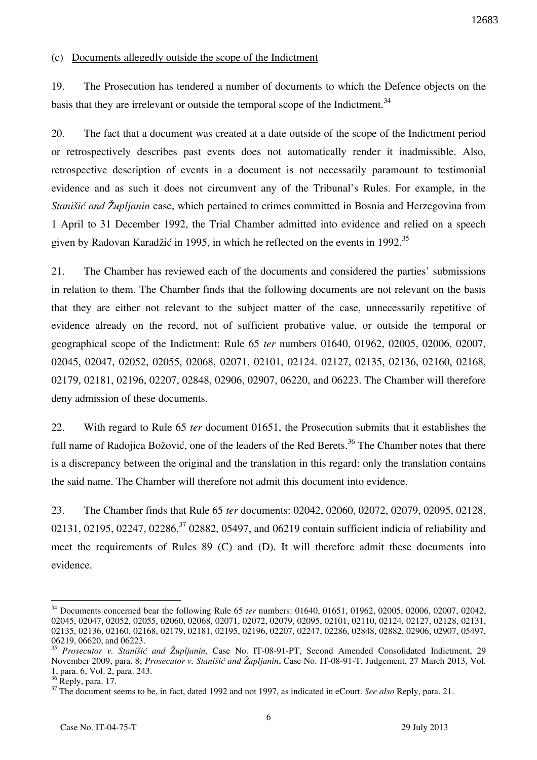(c) Documents allegedly outside the scope of the Indictment

19. The Prosecution has tendered a number of documents to which the Defence objects on the basis that they are irrelevant or outside the temporal scope of the Indictment.[34]

20. The fact that a document was created at a date outside of the scope of the Indictment period or retrospectively describes past events does not automatically render it inadmissible. Also, retrospective description of events in a document is not necessarily paramount to testimonial evidence and as such it does not circumvent any of the Tribunal's Rules. For example, in the *Stanišić and Župljanin* case, which pertained to crimes committed in Bosnia and Herzegovina from 1 April to 31 December 1992, the Trial Chamber admitted into evidence and relied on a speech given by Radovan Karadžić in 1995, in which he reflected on the events in 1992.[35]

21. The Chamber has reviewed each of the documents and considered the parties' submissions in relation to them. The Chamber finds that the following documents are not relevant on the basis that they are either not relevant to the subject matter of the case, unnecessarily repetitive of evidence already on the record, not of sufficient probative value, or outside the temporal or geographical scope of the Indictment: Rule 65 *ter* numbers 01640, 01962, 02005, 02006, 02007, 02045, 02047, 02052, 02055, 02068, 02071, 02101, 02124. 02127, 02135, 02136, 02160, 02168, 02179, 02181, 02196, 02207, 02848, 02906, 02907, 06220, and 06223. The Chamber will therefore deny admission of these documents.

22. With regard to Rule 65 *ter* document 01651, the Prosecution submits that it establishes the full name of Radojica Božović, one of the leaders of the Red Berets.[36] The Chamber notes that there is a discrepancy between the original and the translation in this regard: only the translation contains the said name. The Chamber will therefore not admit this document into evidence.

23. The Chamber finds that Rule 65 *ter* documents: 02042, 02060, 02072, 02079, 02095, 02128, 02131, 02195, 02247, 02286,[37] 02882, 05497, and 06219 contain sufficient indicia of reliability and meet the requirements of Rules 89 (C) and (D). It will therefore admit these documents into evidence.

---

[34] Documents concerned bear the following Rule 65 *ter* numbers: 01640, 01651, 01962, 02005, 02006, 02007, 02042, 02045, 02047, 02052, 02055, 02060, 02068, 02071, 02072, 02079, 02095, 02101, 02110, 02124, 02127, 02128, 02131, 02135, 02136, 02160, 02168, 02179, 02181, 02195, 02196, 02207, 02247, 02286, 02848, 02882, 02906, 02907, 05497, 06219, 06620, and 06223.

[35] *Prosecutor v. Stanišić and Župljanin*, Case No. IT-08-91-PT, Second Amended Consolidated Indictment, 29 November 2009, para. 8; *Prosecutor v. Stanišić and Župljanin*, Case No. IT-08-91-T, Judgement, 27 March 2013, Vol. 1, para. 6, Vol. 2, para. 243.

[36] Reply, para. 17.

[37] The document seems to be, in fact, dated 1992 and not 1997, as indicated in eCourt. *See also* Reply, para. 21.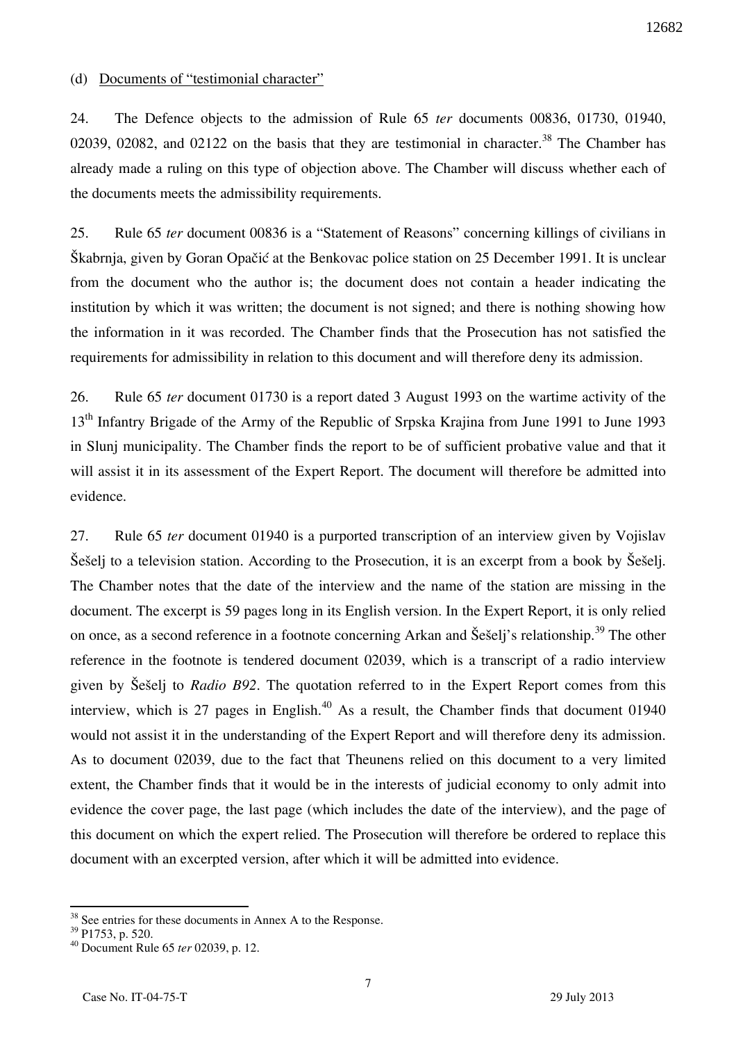(d) Documents of "testimonial character"

24. The Defence objects to the admission of Rule 65 *ter* documents 00836, 01730, 01940, 02039, 02082, and 02122 on the basis that they are testimonial in character.[38] The Chamber has already made a ruling on this type of objection above. The Chamber will discuss whether each of the documents meets the admissibility requirements.

25. Rule 65 *ter* document 00836 is a "Statement of Reasons" concerning killings of civilians in Škabrnja, given by Goran Opačić at the Benkovac police station on 25 December 1991. It is unclear from the document who the author is; the document does not contain a header indicating the institution by which it was written; the document is not signed; and there is nothing showing how the information in it was recorded. The Chamber finds that the Prosecution has not satisfied the requirements for admissibility in relation to this document and will therefore deny its admission.

26. Rule 65 *ter* document 01730 is a report dated 3 August 1993 on the wartime activity of the 13th Infantry Brigade of the Army of the Republic of Srpska Krajina from June 1991 to June 1993 in Slunj municipality. The Chamber finds the report to be of sufficient probative value and that it will assist it in its assessment of the Expert Report. The document will therefore be admitted into evidence.

27. Rule 65 *ter* document 01940 is a purported transcription of an interview given by Vojislav Šešelj to a television station. According to the Prosecution, it is an excerpt from a book by Šešelj. The Chamber notes that the date of the interview and the name of the station are missing in the document. The excerpt is 59 pages long in its English version. In the Expert Report, it is only relied on once, as a second reference in a footnote concerning Arkan and Šešelj's relationship.[39] The other reference in the footnote is tendered document 02039, which is a transcript of a radio interview given by Šešelj to *Radio B92*. The quotation referred to in the Expert Report comes from this interview, which is 27 pages in English.[40] As a result, the Chamber finds that document 01940 would not assist it in the understanding of the Expert Report and will therefore deny its admission. As to document 02039, due to the fact that Theunens relied on this document to a very limited extent, the Chamber finds that it would be in the interests of judicial economy to only admit into evidence the cover page, the last page (which includes the date of the interview), and the page of this document on which the expert relied. The Prosecution will therefore be ordered to replace this document with an excerpted version, after which it will be admitted into evidence.

---

[38] See entries for these documents in Annex A to the Response.

[39] P1753, p. 520.

[40] Document Rule 65 *ter* 02039, p. 12.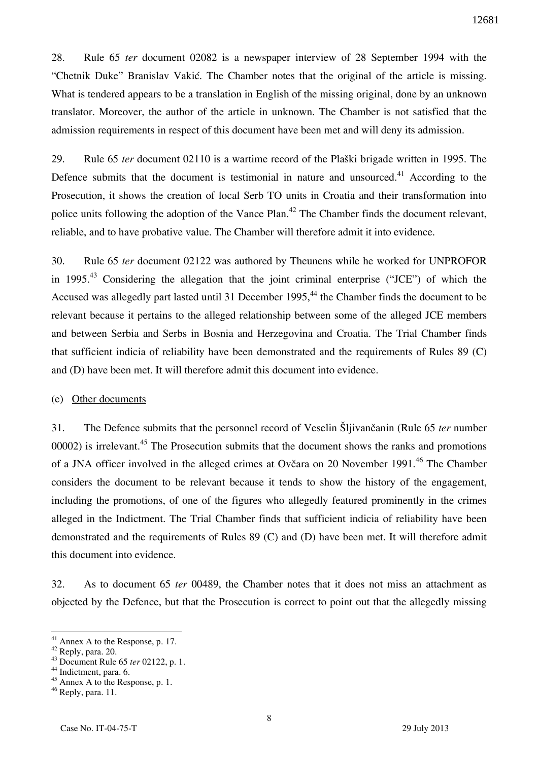28. Rule 65 *ter* document 02082 is a newspaper interview of 28 September 1994 with the "Chetnik Duke" Branislav Vakić. The Chamber notes that the original of the article is missing. What is tendered appears to be a translation in English of the missing original, done by an unknown translator. Moreover, the author of the article in unknown. The Chamber is not satisfied that the admission requirements in respect of this document have been met and will deny its admission.

29. Rule 65 *ter* document 02110 is a wartime record of the Plaški brigade written in 1995. The Defence submits that the document is testimonial in nature and unsourced.[41] According to the Prosecution, it shows the creation of local Serb TO units in Croatia and their transformation into police units following the adoption of the Vance Plan.[42] The Chamber finds the document relevant, reliable, and to have probative value. The Chamber will therefore admit it into evidence.

30. Rule 65 *ter* document 02122 was authored by Theunens while he worked for UNPROFOR in 1995.[43] Considering the allegation that the joint criminal enterprise ("JCE") of which the Accused was allegedly part lasted until 31 December 1995,[44] the Chamber finds the document to be relevant because it pertains to the alleged relationship between some of the alleged JCE members and between Serbia and Serbs in Bosnia and Herzegovina and Croatia. The Trial Chamber finds that sufficient indicia of reliability have been demonstrated and the requirements of Rules 89 (C) and (D) have been met. It will therefore admit this document into evidence.

(e) Other documents

31. The Defence submits that the personnel record of Veselin Šljivančanin (Rule 65 *ter* number 00002) is irrelevant.[45] The Prosecution submits that the document shows the ranks and promotions of a JNA officer involved in the alleged crimes at Ovčara on 20 November 1991.[46] The Chamber considers the document to be relevant because it tends to show the history of the engagement, including the promotions, of one of the figures who allegedly featured prominently in the crimes alleged in the Indictment. The Trial Chamber finds that sufficient indicia of reliability have been demonstrated and the requirements of Rules 89 (C) and (D) have been met. It will therefore admit this document into evidence.

32. As to document 65 *ter* 00489, the Chamber notes that it does not miss an attachment as objected by the Defence, but that the Prosecution is correct to point out that the allegedly missing

---

[41] Annex A to the Response, p. 17.
[42] Reply, para. 20.
[43] Document Rule 65 *ter* 02122, p. 1.
[44] Indictment, para. 6.
[45] Annex A to the Response, p. 1.
[46] Reply, para. 11.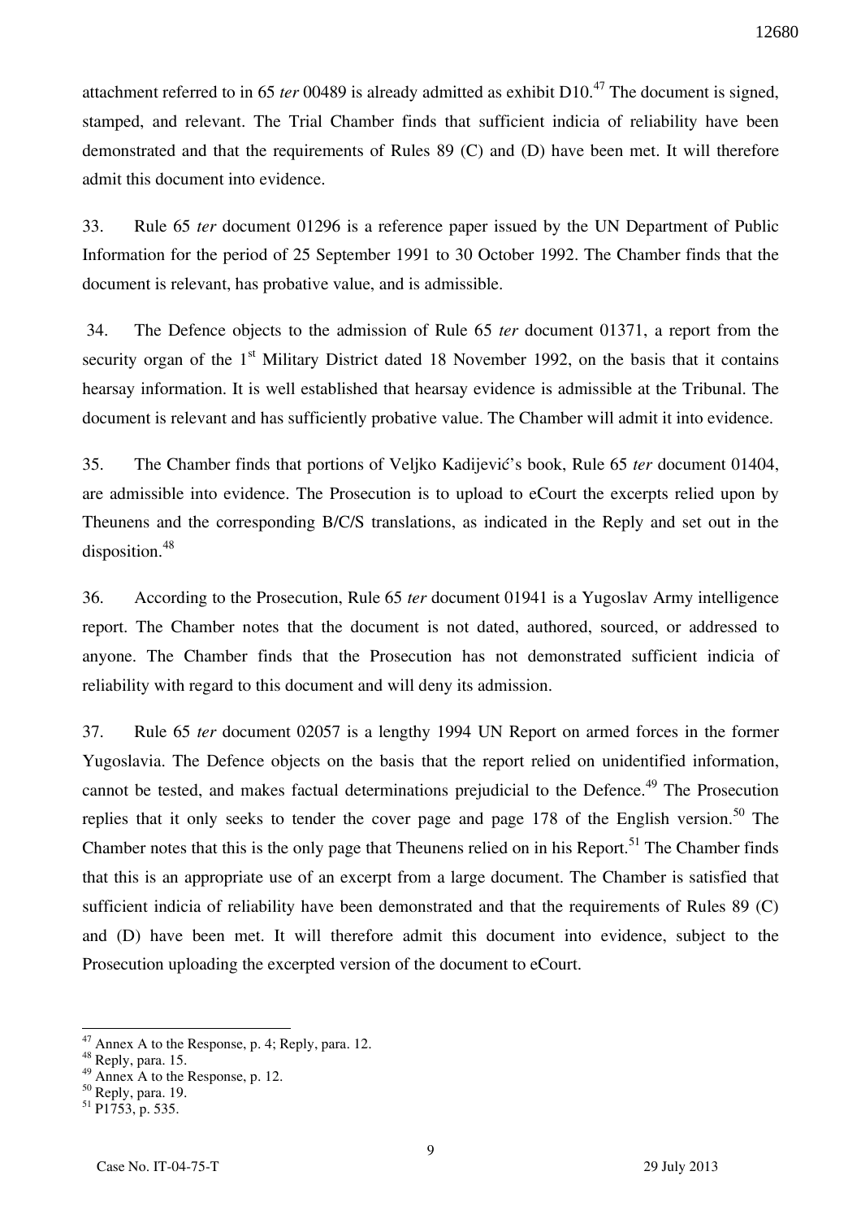attachment referred to in 65 *ter* 00489 is already admitted as exhibit D10.[47] The document is signed, stamped, and relevant. The Trial Chamber finds that sufficient indicia of reliability have been demonstrated and that the requirements of Rules 89 (C) and (D) have been met. It will therefore admit this document into evidence.

33. Rule 65 *ter* document 01296 is a reference paper issued by the UN Department of Public Information for the period of 25 September 1991 to 30 October 1992. The Chamber finds that the document is relevant, has probative value, and is admissible.

34. The Defence objects to the admission of Rule 65 *ter* document 01371, a report from the security organ of the 1st Military District dated 18 November 1992, on the basis that it contains hearsay information. It is well established that hearsay evidence is admissible at the Tribunal. The document is relevant and has sufficiently probative value. The Chamber will admit it into evidence.

35. The Chamber finds that portions of Veljko Kadijević's book, Rule 65 *ter* document 01404, are admissible into evidence. The Prosecution is to upload to eCourt the excerpts relied upon by Theunens and the corresponding B/C/S translations, as indicated in the Reply and set out in the disposition.[48]

36. According to the Prosecution, Rule 65 *ter* document 01941 is a Yugoslav Army intelligence report. The Chamber notes that the document is not dated, authored, sourced, or addressed to anyone. The Chamber finds that the Prosecution has not demonstrated sufficient indicia of reliability with regard to this document and will deny its admission.

37. Rule 65 *ter* document 02057 is a lengthy 1994 UN Report on armed forces in the former Yugoslavia. The Defence objects on the basis that the report relied on unidentified information, cannot be tested, and makes factual determinations prejudicial to the Defence.[49] The Prosecution replies that it only seeks to tender the cover page and page 178 of the English version.[50] The Chamber notes that this is the only page that Theunens relied on in his Report.[51] The Chamber finds that this is an appropriate use of an excerpt from a large document. The Chamber is satisfied that sufficient indicia of reliability have been demonstrated and that the requirements of Rules 89 (C) and (D) have been met. It will therefore admit this document into evidence, subject to the Prosecution uploading the excerpted version of the document to eCourt.

---

[47] Annex A to the Response, p. 4; Reply, para. 12.

[48] Reply, para. 15.

[49] Annex A to the Response, p. 12.

[50] Reply, para. 19.

[51] P1753, p. 535.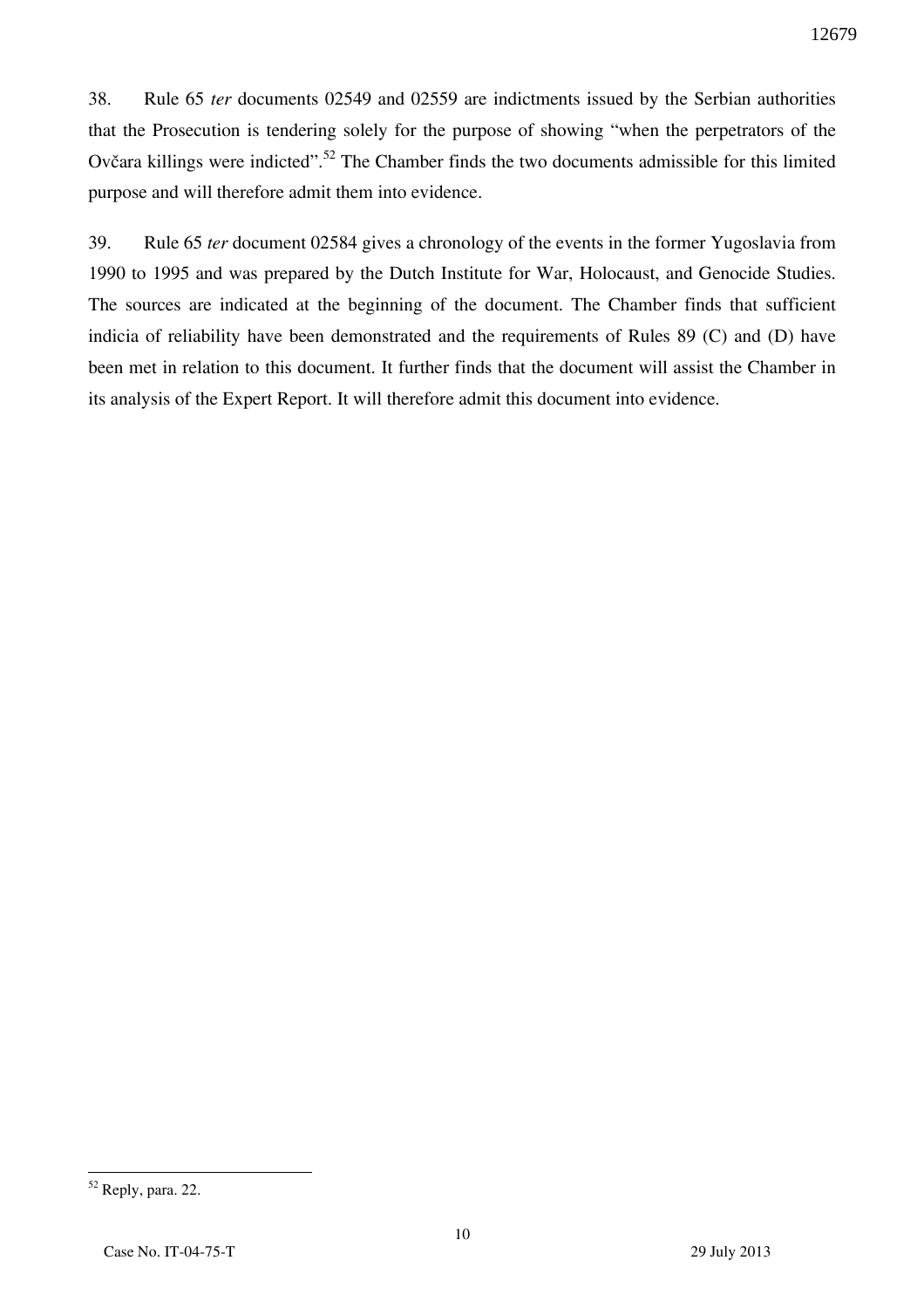38. Rule 65 *ter* documents 02549 and 02559 are indictments issued by the Serbian authorities that the Prosecution is tendering solely for the purpose of showing "when the perpetrators of the Ovčara killings were indicted".[52] The Chamber finds the two documents admissible for this limited purpose and will therefore admit them into evidence.

39. Rule 65 *ter* document 02584 gives a chronology of the events in the former Yugoslavia from 1990 to 1995 and was prepared by the Dutch Institute for War, Holocaust, and Genocide Studies. The sources are indicated at the beginning of the document. The Chamber finds that sufficient indicia of reliability have been demonstrated and the requirements of Rules 89 (C) and (D) have been met in relation to this document. It further finds that the document will assist the Chamber in its analysis of the Expert Report. It will therefore admit this document into evidence.

---

[52] Reply, para. 22.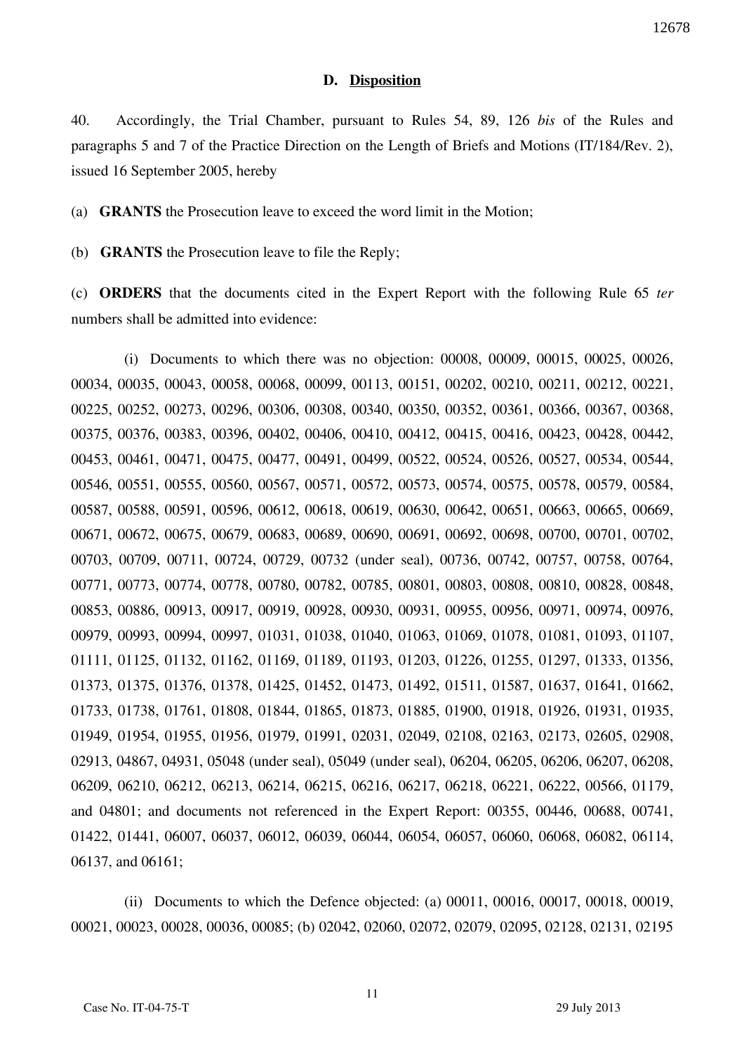### D. Disposition

40. Accordingly, the Trial Chamber, pursuant to Rules 54, 89, 126 *bis* of the Rules and paragraphs 5 and 7 of the Practice Direction on the Length of Briefs and Motions (IT/184/Rev. 2), issued 16 September 2005, hereby

(a) **GRANTS** the Prosecution leave to exceed the word limit in the Motion;

(b) **GRANTS** the Prosecution leave to file the Reply;

(c) **ORDERS** that the documents cited in the Expert Report with the following Rule 65 *ter* numbers shall be admitted into evidence:

(i) Documents to which there was no objection: 00008, 00009, 00015, 00025, 00026, 00034, 00035, 00043, 00058, 00068, 00099, 00113, 00151, 00202, 00210, 00211, 00212, 00221, 00225, 00252, 00273, 00296, 00306, 00308, 00340, 00350, 00352, 00361, 00366, 00367, 00368, 00375, 00376, 00383, 00396, 00402, 00406, 00410, 00412, 00415, 00416, 00423, 00428, 00442, 00453, 00461, 00471, 00475, 00477, 00491, 00499, 00522, 00524, 00526, 00527, 00534, 00544, 00546, 00551, 00555, 00560, 00567, 00571, 00572, 00573, 00574, 00575, 00578, 00579, 00584, 00587, 00588, 00591, 00596, 00612, 00618, 00619, 00630, 00642, 00651, 00663, 00665, 00669, 00671, 00672, 00675, 00679, 00683, 00689, 00690, 00691, 00692, 00698, 00700, 00701, 00702, 00703, 00709, 00711, 00724, 00729, 00732 (under seal), 00736, 00742, 00757, 00758, 00764, 00771, 00773, 00774, 00778, 00780, 00782, 00785, 00801, 00803, 00808, 00810, 00828, 00848, 00853, 00886, 00913, 00917, 00919, 00928, 00930, 00931, 00955, 00956, 00971, 00974, 00976, 00979, 00993, 00994, 00997, 01031, 01038, 01040, 01063, 01069, 01078, 01081, 01093, 01107, 01111, 01125, 01132, 01162, 01169, 01189, 01193, 01203, 01226, 01255, 01297, 01333, 01356, 01373, 01375, 01376, 01378, 01425, 01452, 01473, 01492, 01511, 01587, 01637, 01641, 01662, 01733, 01738, 01761, 01808, 01844, 01865, 01873, 01885, 01900, 01918, 01926, 01931, 01935, 01949, 01954, 01955, 01956, 01979, 01991, 02031, 02049, 02108, 02163, 02173, 02605, 02908, 02913, 04867, 04931, 05048 (under seal), 05049 (under seal), 06204, 06205, 06206, 06207, 06208, 06209, 06210, 06212, 06213, 06214, 06215, 06216, 06217, 06218, 06221, 06222, 00566, 01179, and 04801; and documents not referenced in the Expert Report: 00355, 00446, 00688, 00741, 01422, 01441, 06007, 06037, 06012, 06039, 06044, 06054, 06057, 06060, 06068, 06082, 06114, 06137, and 06161;

(ii) Documents to which the Defence objected: (a) 00011, 00016, 00017, 00018, 00019, 00021, 00023, 00028, 00036, 00085; (b) 02042, 02060, 02072, 02079, 02095, 02128, 02131, 02195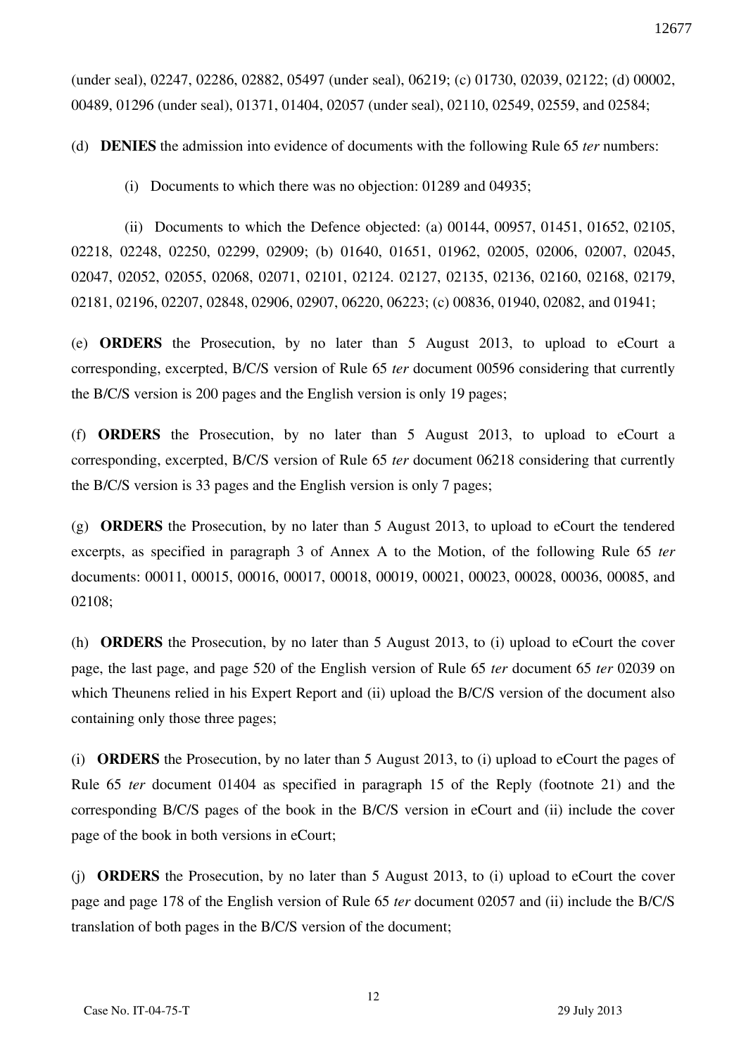(under seal), 02247, 02286, 02882, 05497 (under seal), 06219; (c) 01730, 02039, 02122; (d) 00002, 00489, 01296 (under seal), 01371, 01404, 02057 (under seal), 02110, 02549, 02559, and 02584;

(d) **DENIES** the admission into evidence of documents with the following Rule 65 *ter* numbers:

(i) Documents to which there was no objection: 01289 and 04935;

(ii) Documents to which the Defence objected: (a) 00144, 00957, 01451, 01652, 02105, 02218, 02248, 02250, 02299, 02909; (b) 01640, 01651, 01962, 02005, 02006, 02007, 02045, 02047, 02052, 02055, 02068, 02071, 02101, 02124. 02127, 02135, 02136, 02160, 02168, 02179, 02181, 02196, 02207, 02848, 02906, 02907, 06220, 06223; (c) 00836, 01940, 02082, and 01941;

(e) **ORDERS** the Prosecution, by no later than 5 August 2013, to upload to eCourt a corresponding, excerpted, B/C/S version of Rule 65 *ter* document 00596 considering that currently the B/C/S version is 200 pages and the English version is only 19 pages;

(f) **ORDERS** the Prosecution, by no later than 5 August 2013, to upload to eCourt a corresponding, excerpted, B/C/S version of Rule 65 *ter* document 06218 considering that currently the B/C/S version is 33 pages and the English version is only 7 pages;

(g) **ORDERS** the Prosecution, by no later than 5 August 2013, to upload to eCourt the tendered excerpts, as specified in paragraph 3 of Annex A to the Motion, of the following Rule 65 *ter* documents: 00011, 00015, 00016, 00017, 00018, 00019, 00021, 00023, 00028, 00036, 00085, and 02108;

(h) **ORDERS** the Prosecution, by no later than 5 August 2013, to (i) upload to eCourt the cover page, the last page, and page 520 of the English version of Rule 65 *ter* document 65 *ter* 02039 on which Theunens relied in his Expert Report and (ii) upload the B/C/S version of the document also containing only those three pages;

(i) **ORDERS** the Prosecution, by no later than 5 August 2013, to (i) upload to eCourt the pages of Rule 65 *ter* document 01404 as specified in paragraph 15 of the Reply (footnote 21) and the corresponding B/C/S pages of the book in the B/C/S version in eCourt and (ii) include the cover page of the book in both versions in eCourt;

(j) **ORDERS** the Prosecution, by no later than 5 August 2013, to (i) upload to eCourt the cover page and page 178 of the English version of Rule 65 *ter* document 02057 and (ii) include the B/C/S translation of both pages in the B/C/S version of the document;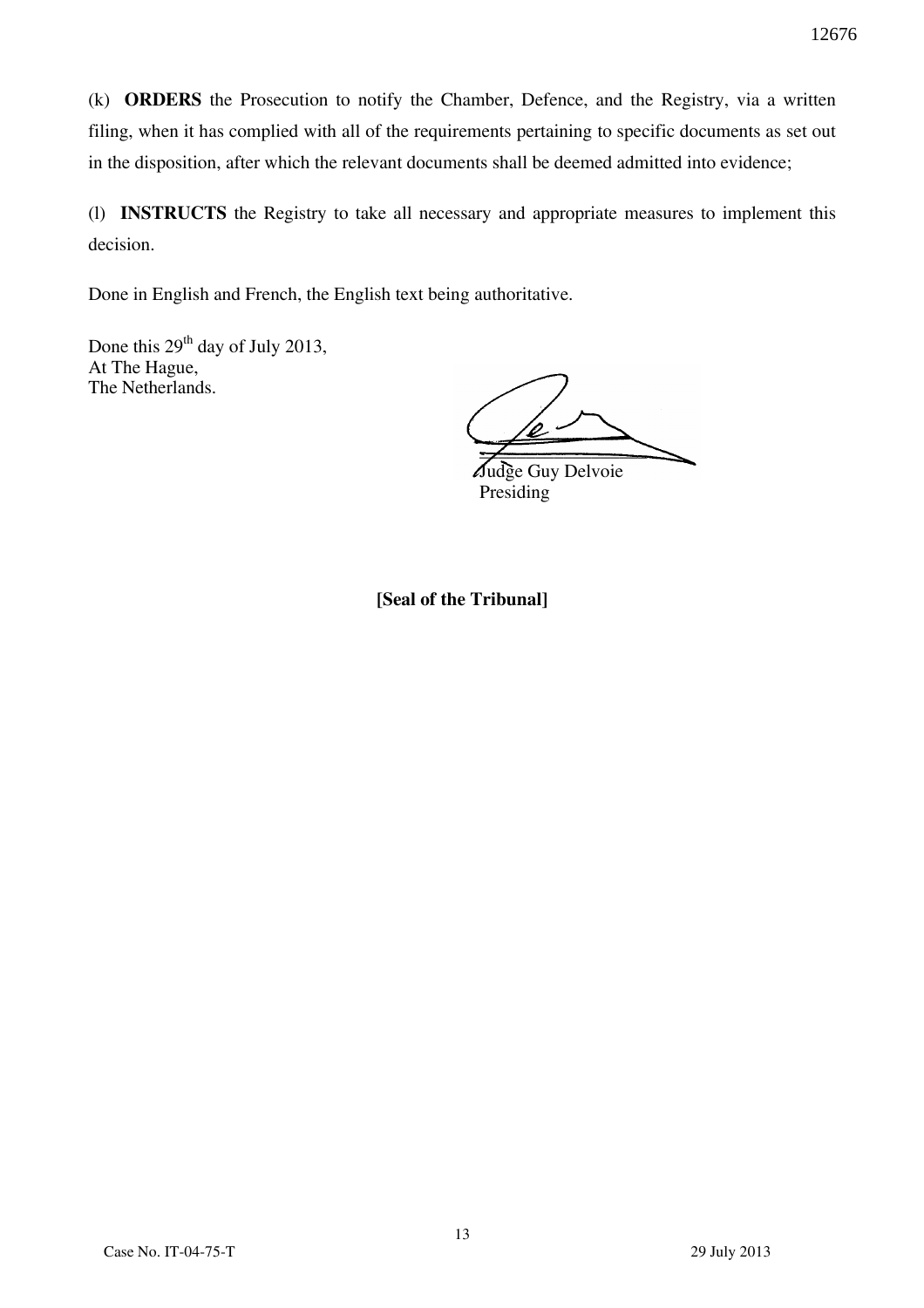(k) **ORDERS** the Prosecution to notify the Chamber, Defence, and the Registry, via a written filing, when it has complied with all of the requirements pertaining to specific documents as set out in the disposition, after which the relevant documents shall be deemed admitted into evidence;

(l) **INSTRUCTS** the Registry to take all necessary and appropriate measures to implement this decision.

Done in English and French, the English text being authoritative.

Done this 29th day of July 2013,
At The Hague,
The Netherlands.

Judge Guy Delvoie
Presiding

**[Seal of the Tribunal]**